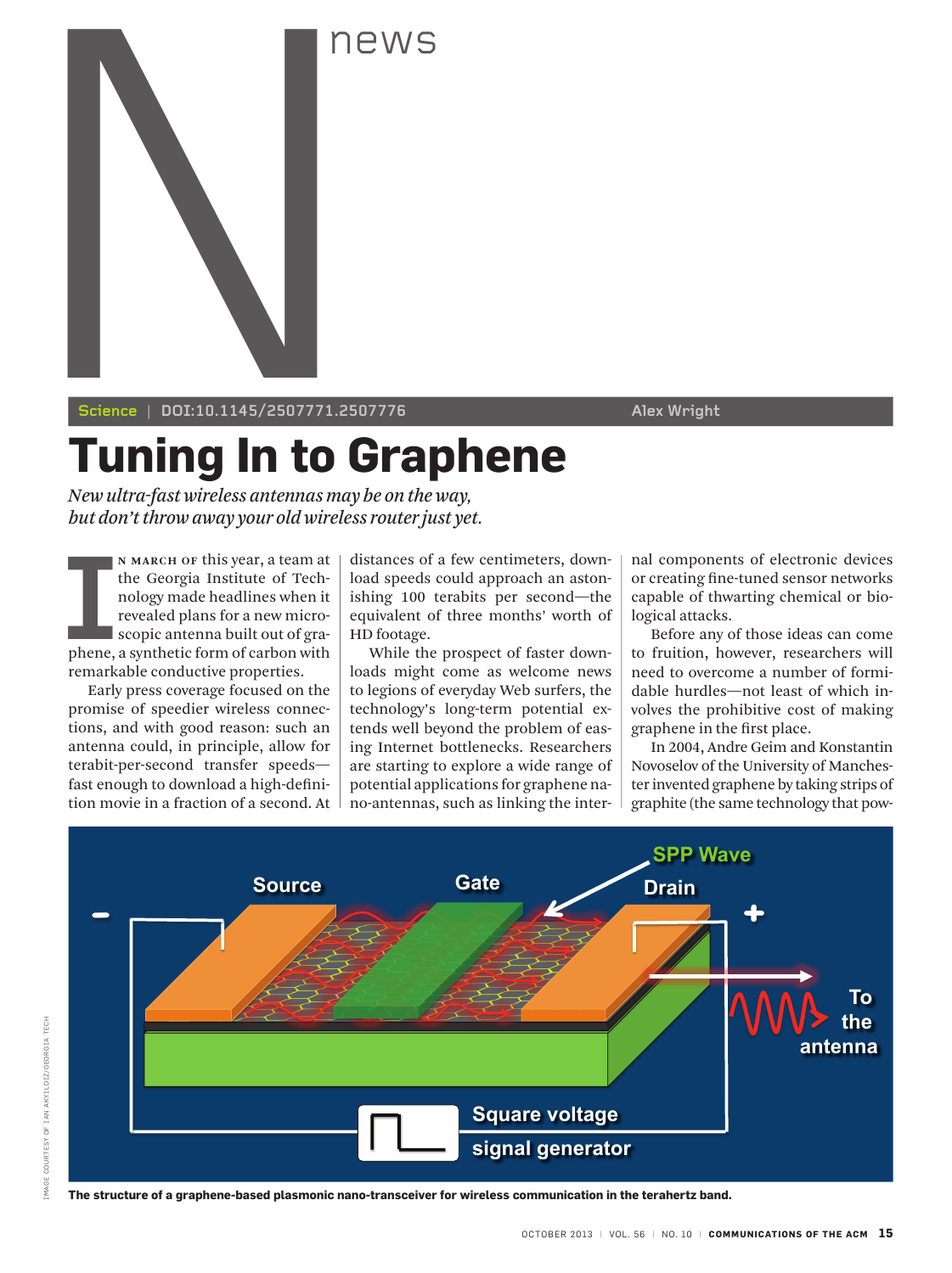news

Science | DOI:10.1145/2507771.2507776 Alex Wright

# Tuning In to Graphene

*New ultra-fast wireless antennas may be on the way, but don't throw away your old wireless router just yet.*

In March of this year, a team at the Georgia Institute of Technology made headlines when it revealed plans for a new microscopic antenna built out of graphene, a synthetic form of carbon with remarkable conductive properties.

Early press coverage focused on the promise of speedier wireless connections, and with good reason: such an antenna could, in principle, allow for terabit-per-second transfer speeds—fast enough to download a high-definition movie in a fraction of a second. At distances of a few centimeters, download speeds could approach an astonishing 100 terabits per second—the equivalent of three months' worth of HD footage.

While the prospect of faster downloads might come as welcome news to legions of everyday Web surfers, the technology's long-term potential extends well beyond the problem of easing Internet bottlenecks. Researchers are starting to explore a wide range of potential applications for graphene nano-antennas, such as linking the internal components of electronic devices or creating fine-tuned sensor networks capable of thwarting chemical or biological attacks.

Before any of those ideas can come to fruition, however, researchers will need to overcome a number of formidable hurdles—not least of which involves the prohibitive cost of making graphene in the first place.

In 2004, Andre Geim and Konstantin Novoselov of the University of Manchester invented graphene by taking strips of graphite (the same technology that pow-

**The structure of a graphene-based plasmonic nano-transceiver for wireless communication in the terahertz band.**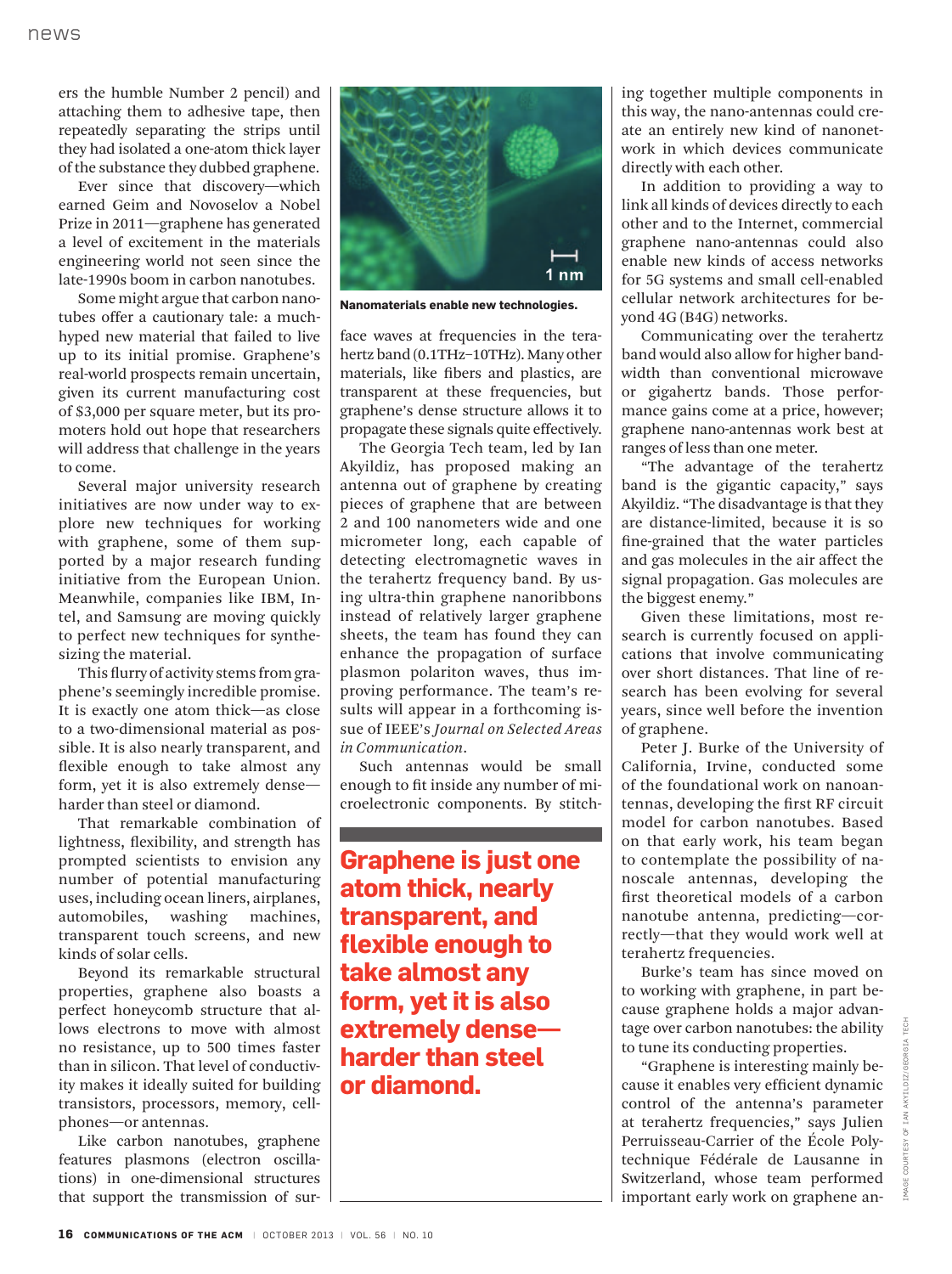ers the humble Number 2 pencil) and attaching them to adhesive tape, then repeatedly separating the strips until they had isolated a one-atom thick layer of the substance they dubbed graphene.

Ever since that discovery—which earned Geim and Novoselov a Nobel Prize in 2011—graphene has generated a level of excitement in the materials engineering world not seen since the late-1990s boom in carbon nanotubes.

Some might argue that carbon nanotubes offer a cautionary tale: a much-hyped new material that failed to live up to its initial promise. Graphene's real-world prospects remain uncertain, given its current manufacturing cost of \$3,000 per square meter, but its promoters hold out hope that researchers will address that challenge in the years to come.

Several major university research initiatives are now under way to explore new techniques for working with graphene, some of them supported by a major research funding initiative from the European Union. Meanwhile, companies like IBM, Intel, and Samsung are moving quickly to perfect new techniques for synthesizing the material.

This flurry of activity stems from graphene's seemingly incredible promise. It is exactly one atom thick—as close to a two-dimensional material as possible. It is also nearly transparent, and flexible enough to take almost any form, yet it is also extremely dense—harder than steel or diamond.

That remarkable combination of lightness, flexibility, and strength has prompted scientists to envision any number of potential manufacturing uses, including ocean liners, airplanes, automobiles, washing machines, transparent touch screens, and new kinds of solar cells.

Beyond its remarkable structural properties, graphene also boasts a perfect honeycomb structure that allows electrons to move with almost no resistance, up to 500 times faster than in silicon. That level of conductivity makes it ideally suited for building transistors, processors, memory, cellphones—or antennas.

Like carbon nanotubes, graphene features plasmons (electron oscillations) in one-dimensional structures that support the transmission of surface waves at frequencies in the terahertz band (0.1THz–10THz). Many other materials, like fibers and plastics, are transparent at these frequencies, but graphene's dense structure allows it to propagate these signals quite effectively.

1 nm

Nanomaterials enable new technologies.

The Georgia Tech team, led by Ian Akyildiz, has proposed making an antenna out of graphene by creating pieces of graphene that are between 2 and 100 nanometers wide and one micrometer long, each capable of detecting electromagnetic waves in the terahertz frequency band. By using ultra-thin graphene nanoribbons instead of relatively larger graphene sheets, the team has found they can enhance the propagation of surface plasmon polariton waves, thus improving performance. The team's results will appear in a forthcoming issue of IEEE's *Journal on Selected Areas in Communication*.

Such antennas would be small enough to fit inside any number of microelectronic components. By stitching together multiple components in this way, the nano-antennas could create an entirely new kind of nanonetwork in which devices communicate directly with each other.

**Graphene is just one atom thick, nearly transparent, and flexible enough to take almost any form, yet it is also extremely dense—harder than steel or diamond.**

In addition to providing a way to link all kinds of devices directly to each other and to the Internet, commercial graphene nano-antennas could also enable new kinds of access networks for 5G systems and small cell-enabled cellular network architectures for beyond 4G (B4G) networks.

Communicating over the terahertz band would also allow for higher bandwidth than conventional microwave or gigahertz bands. Those performance gains come at a price, however; graphene nano-antennas work best at ranges of less than one meter.

"The advantage of the terahertz band is the gigantic capacity," says Akyildiz. "The disadvantage is that they are distance-limited, because it is so fine-grained that the water particles and gas molecules in the air affect the signal propagation. Gas molecules are the biggest enemy."

Given these limitations, most research is currently focused on applications that involve communicating over short distances. That line of research has been evolving for several years, since well before the invention of graphene.

Peter J. Burke of the University of California, Irvine, conducted some of the foundational work on nanoantennas, developing the first RF circuit model for carbon nanotubes. Based on that early work, his team began to contemplate the possibility of nanoscale antennas, developing the first theoretical models of a carbon nanotube antenna, predicting—correctly—that they would work well at terahertz frequencies.

Burke's team has since moved on to working with graphene, in part because graphene holds a major advantage over carbon nanotubes: the ability to tune its conducting properties.

"Graphene is interesting mainly because it enables very efficient dynamic control of the antenna's parameter at terahertz frequencies," says Julien Perruisseau-Carrier of the École Polytechnique Fédérale de Lausanne in Switzerland, whose team performed important early work on graphene an-

IMAGE COURTESY OF IAN AKYILDIZ/GEORGIA TECH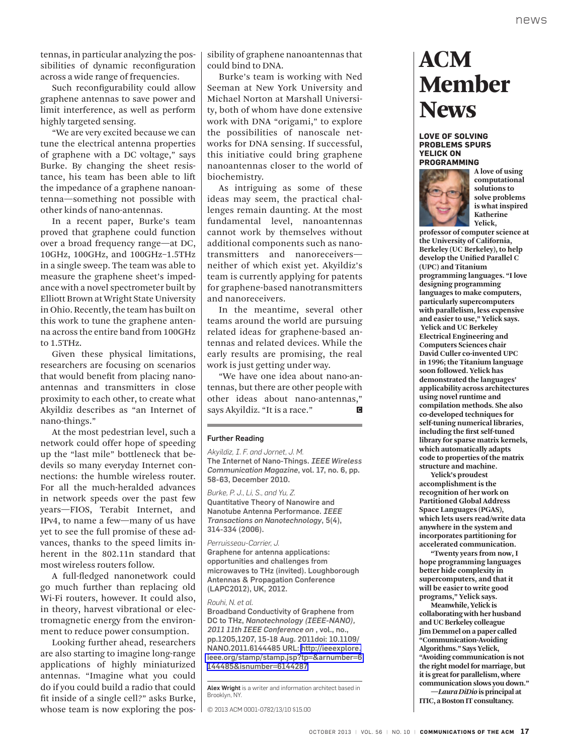tennas, in particular analyzing the possibilities of dynamic reconfiguration across a wide range of frequencies.

Such reconfigurability could allow graphene antennas to save power and limit interference, as well as perform highly targeted sensing.

"We are very excited because we can tune the electrical antenna properties of graphene with a DC voltage," says Burke. By changing the sheet resistance, his team has been able to lift the impedance of a graphene nanoantenna—something not possible with other kinds of nano-antennas.

In a recent paper, Burke's team proved that graphene could function over a broad frequency range—at DC, 10GHz, 100GHz, and 100GHz–1.5THz in a single sweep. The team was able to measure the graphene sheet's impedance with a novel spectrometer built by Elliott Brown at Wright State University in Ohio. Recently, the team has built on this work to tune the graphene antenna across the entire band from 100GHz to 1.5THz.

Given these physical limitations, researchers are focusing on scenarios that would benefit from placing nanoantennas and transmitters in close proximity to each other, to create what Akyildiz describes as "an Internet of nano-things."

At the most pedestrian level, such a network could offer hope of speeding up the "last mile" bottleneck that bedevils so many everyday Internet connections: the humble wireless router. For all the much-heralded advances in network speeds over the past few years—FIOS, Terabit Internet, and IPv4, to name a few—many of us have yet to see the full promise of these advances, thanks to the speed limits inherent in the 802.11n standard that most wireless routers follow.

A full-fledged nanonetwork could go much further than replacing old Wi-Fi routers, however. It could also, in theory, harvest vibrational or electromagnetic energy from the environment to reduce power consumption.

Looking further ahead, researchers are also starting to imagine long-range applications of highly miniaturized antennas. "Imagine what you could do if you could build a radio that could fit inside of a single cell?" asks Burke, whose team is now exploring the possibility of graphene nanoantennas that could bind to DNA.

Burke's team is working with Ned Seeman at New York University and Michael Norton at Marshall University, both of whom have done extensive work with DNA "origami," to explore the possibilities of nanoscale networks for DNA sensing. If successful, this initiative could bring graphene nanoantennas closer to the world of biochemistry.

As intriguing as some of these ideas may seem, the practical challenges remain daunting. At the most fundamental level, nanoantennas cannot work by themselves without additional components such as nanotransmitters and nanoreceivers—neither of which exist yet. Akyildiz's team is currently applying for patents for graphene-based nanotransmitters and nanoreceivers.

In the meantime, several other teams around the world are pursuing related ideas for graphene-based antennas and related devices. While the early results are promising, the real work is just getting under way.

"We have one idea about nano-antennas, but there are other people with other ideas about nano-antennas," says Akyildiz. "It is a race."

### Further Reading

*Akyildiz, I. F. and Jornet, J. M.*
**The Internet of Nano-Things.** ***IEEE Wireless Communication Magazine*****, vol. 17, no. 6, pp. 58-63, December 2010.**

*Burke, P. J., Li, S., and Yu, Z.*
**Quantitative Theory of Nanowire and Nanotube Antenna Performance.** ***IEEE Transactions on Nanotechnology*****, 5(4), 314-334 (2006).**

*Perruisseau-Carrier, J.*
**Graphene for antenna applications: opportunities and challenges from microwaves to THz (invited). Loughborough Antennas & Propagation Conference (LAPC2012), UK, 2012.**

*Rouhi, N. et al.*
**Broadband Conductivity of Graphene from DC to THz,** ***Nanotechnology (IEEE-NANO), 2011 11th IEEE Conference on*** **, vol., no., pp.1205,1207, 15-18 Aug. 2011doi: 10.1109/NANO.2011.6144485 URL: http://ieeexplore.ieee.org/stamp/stamp.jsp?tp=&arnumber=6144485&isnumber=6144287**

**Alex Wright** is a writer and information architect based in Brooklyn, NY.

© 2013 ACM 0001-0782/13/10 $15.00

# ACM Member News

## LOVE OF SOLVING PROBLEMS SPURS YELICK ON PROGRAMMING

**A love of using computational solutions to solve problems is what inspired Katherine Yelick, professor of computer science at the University of California, Berkeley (UC Berkeley), to help develop the Unified Parallel C (UPC) and Titanium programming languages. "I love designing programming languages to make computers, particularly supercomputers with parallelism, less expensive and easier to use," Yelick says.**

**Yelick and UC Berkeley Electrical Engineering and Computers Sciences chair David Culler co-invented UPC in 1996; the Titanium language soon followed. Yelick has demonstrated the languages' applicability across architectures using novel runtime and compilation methods. She also co-developed techniques for self-tuning numerical libraries, including the first self-tuned library for sparse matrix kernels, which automatically adapts code to properties of the matrix structure and machine.**

**Yelick's proudest accomplishment is the recognition of her work on Partitioned Global Address Space Languages (PGAS), which lets users read/write data anywhere in the system and incorporates partitioning for accelerated communication.**

**"Twenty years from now, I hope programming languages better hide complexity in supercomputers, and that it will be easier to write good programs," Yelick says.**

**Meanwhile, Yelick is collaborating with her husband and UC Berkeley colleague Jim Demmel on a paper called "Communication-Avoiding Algorithms." Says Yelick, "Avoiding communication is not the right model for marriage, but it is great for parallelism, where communication slows you down."**

**—*Laura DiDio* is principal at ITIC, a Boston IT consultancy.**